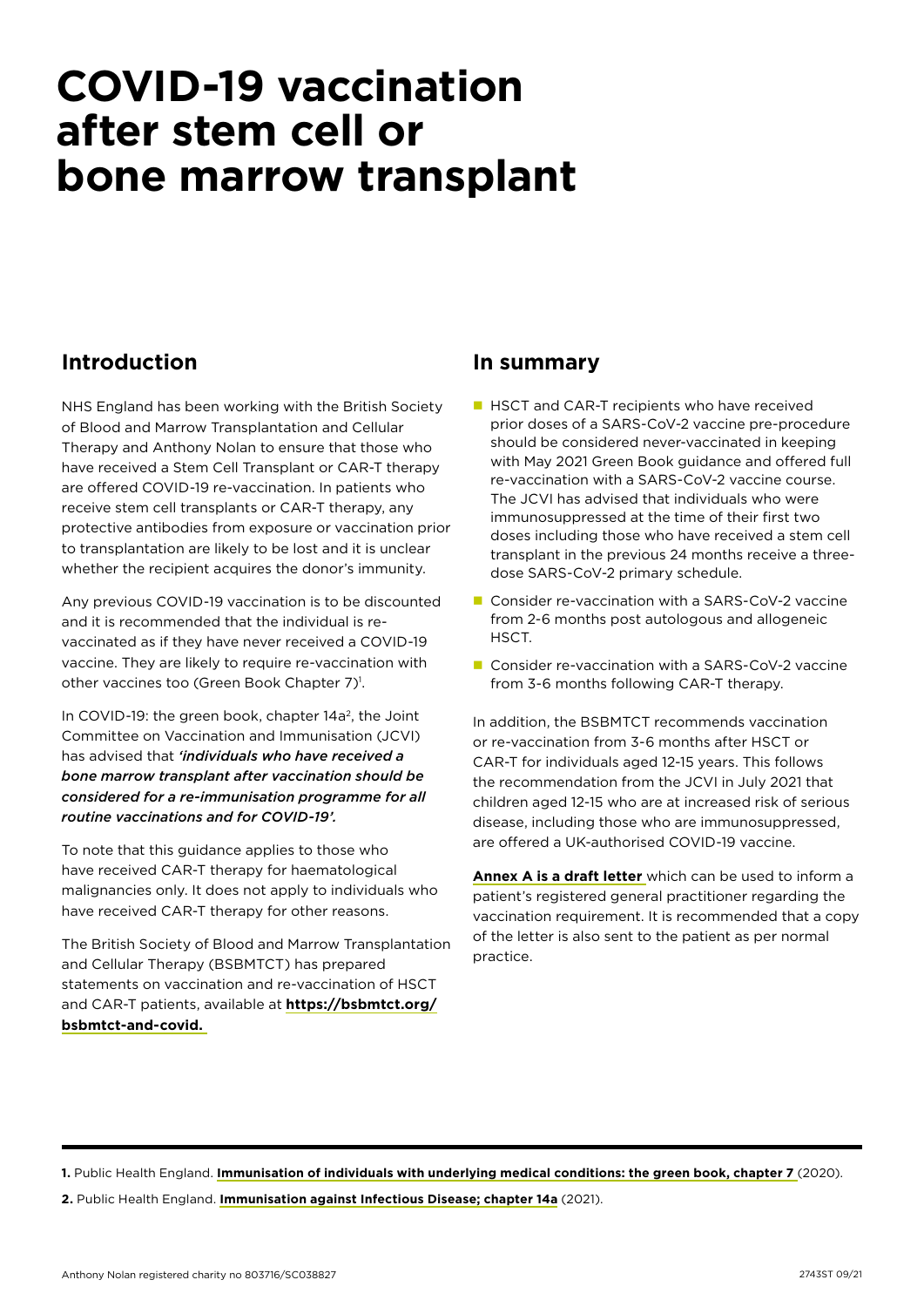# COVID-19 vaccination after stem cell or bone marrow transplant

## Introduction

NHS England has been working with the British Society of Blood and Marrow Transplantation and Cellular Therapy and Anthony Nolan to ensure that those who have received a Stem Cell Transplant or CAR-T therapy are offered COVID-19 re-vaccination. In patients who receive stem cell transplants or CAR-T therapy, any protective antibodies from exposure or vaccination prior to transplantation are likely to be lost and it is unclear whether the recipient acquires the donor's immunity.

Any previous COVID-19 vaccination is to be discounted and it is recommended that the individual is re-vaccinated as if they have never received a COVID-19 vaccine. They are likely to require re-vaccination with other vaccines too (Green Book Chapter 7)[1].

In COVID-19: the green book, chapter 14a[2], the Joint Committee on Vaccination and Immunisation (JCVI) has advised that ***'individuals who have received a bone marrow transplant after vaccination should be considered for a re-immunisation programme for all routine vaccinations and for COVID-19'.***

To note that this guidance applies to those who have received CAR-T therapy for haematological malignancies only. It does not apply to individuals who have received CAR-T therapy for other reasons.

The British Society of Blood and Marrow Transplantation and Cellular Therapy (BSBMTCT) has prepared statements on vaccination and re-vaccination of HSCT and CAR-T patients, available at **https://bsbmtct.org/bsbmtct-and-covid.**

## In summary

- HSCT and CAR-T recipients who have received prior doses of a SARS-CoV-2 vaccine pre-procedure should be considered never-vaccinated in keeping with May 2021 Green Book guidance and offered full re-vaccination with a SARS-CoV-2 vaccine course. The JCVI has advised that individuals who were immunosuppressed at the time of their first two doses including those who have received a stem cell transplant in the previous 24 months receive a three-dose SARS-CoV-2 primary schedule.
- Consider re-vaccination with a SARS-CoV-2 vaccine from 2-6 months post autologous and allogeneic HSCT.
- Consider re-vaccination with a SARS-CoV-2 vaccine from 3-6 months following CAR-T therapy.

In addition, the BSBMTCT recommends vaccination or re-vaccination from 3-6 months after HSCT or CAR-T for individuals aged 12-15 years. This follows the recommendation from the JCVI in July 2021 that children aged 12-15 who are at increased risk of serious disease, including those who are immunosuppressed, are offered a UK-authorised COVID-19 vaccine.

**Annex A is a draft letter** which can be used to inform a patient's registered general practitioner regarding the vaccination requirement. It is recommended that a copy of the letter is also sent to the patient as per normal practice.

---

**1.** Public Health England. **Immunisation of individuals with underlying medical conditions: the green book, chapter 7** (2020).

**2.** Public Health England. **Immunisation against Infectious Disease; chapter 14a** (2021).

Anthony Nolan registered charity no 803716/SC038827

2743ST 09/21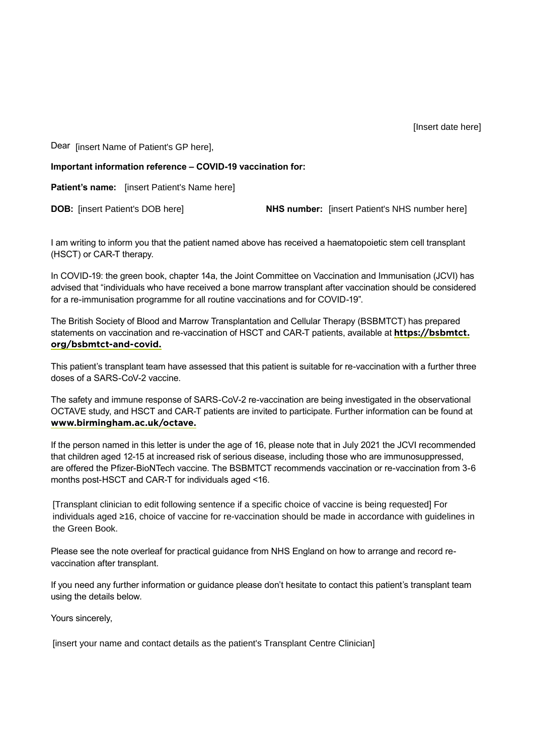[Insert date here]

Dear [insert Name of Patient's GP here],

**Important information reference – COVID-19 vaccination for:**

**Patient's name:** [insert Patient's Name here]

**DOB:** [insert Patient's DOB here] **NHS number:** [insert Patient's NHS number here]

I am writing to inform you that the patient named above has received a haematopoietic stem cell transplant (HSCT) or CAR-T therapy.

In COVID-19: the green book, chapter 14a, the Joint Committee on Vaccination and Immunisation (JCVI) has advised that "individuals who have received a bone marrow transplant after vaccination should be considered for a re-immunisation programme for all routine vaccinations and for COVID-19".

The British Society of Blood and Marrow Transplantation and Cellular Therapy (BSBMTCT) has prepared statements on vaccination and re-vaccination of HSCT and CAR-T patients, available at **https://bsbmtct.org/bsbmtct-and-covid.**

This patient's transplant team have assessed that this patient is suitable for re-vaccination with a further three doses of a SARS-CoV-2 vaccine.

The safety and immune response of SARS-CoV-2 re-vaccination are being investigated in the observational OCTAVE study, and HSCT and CAR-T patients are invited to participate. Further information can be found at **www.birmingham.ac.uk/octave.**

If the person named in this letter is under the age of 16, please note that in July 2021 the JCVI recommended that children aged 12-15 at increased risk of serious disease, including those who are immunosuppressed, are offered the Pfizer-BioNTech vaccine. The BSBMTCT recommends vaccination or re-vaccination from 3-6 months post-HSCT and CAR-T for individuals aged <16.

[Transplant clinician to edit following sentence if a specific choice of vaccine is being requested] For individuals aged ≥16, choice of vaccine for re-vaccination should be made in accordance with guidelines in the Green Book.

Please see the note overleaf for practical guidance from NHS England on how to arrange and record re-vaccination after transplant.

If you need any further information or guidance please don't hesitate to contact this patient's transplant team using the details below.

Yours sincerely,

[insert your name and contact details as the patient's Transplant Centre Clinician]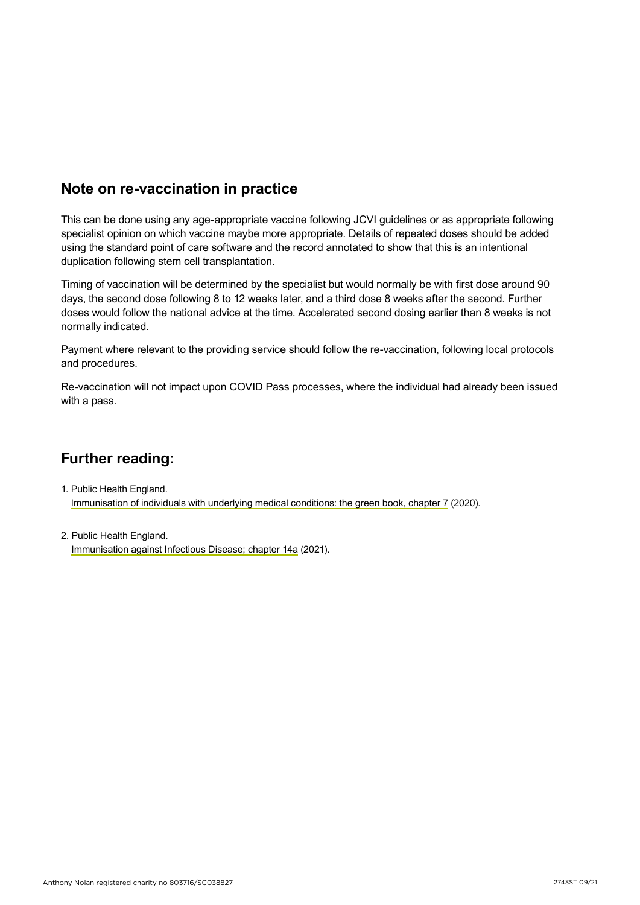## Note on re-vaccination in practice

This can be done using any age-appropriate vaccine following JCVI guidelines or as appropriate following specialist opinion on which vaccine maybe more appropriate. Details of repeated doses should be added using the standard point of care software and the record annotated to show that this is an intentional duplication following stem cell transplantation.

Timing of vaccination will be determined by the specialist but would normally be with first dose around 90 days, the second dose following 8 to 12 weeks later, and a third dose 8 weeks after the second. Further doses would follow the national advice at the time. Accelerated second dosing earlier than 8 weeks is not normally indicated.

Payment where relevant to the providing service should follow the re-vaccination, following local protocols and procedures.

Re-vaccination will not impact upon COVID Pass processes, where the individual had already been issued with a pass.

## Further reading:

1. Public Health England.
   Immunisation of individuals with underlying medical conditions: the green book, chapter 7 (2020).

2. Public Health England.
   Immunisation against Infectious Disease; chapter 14a (2021).

Anthony Nolan registered charity no 803716/SC038827

2743ST 09/21